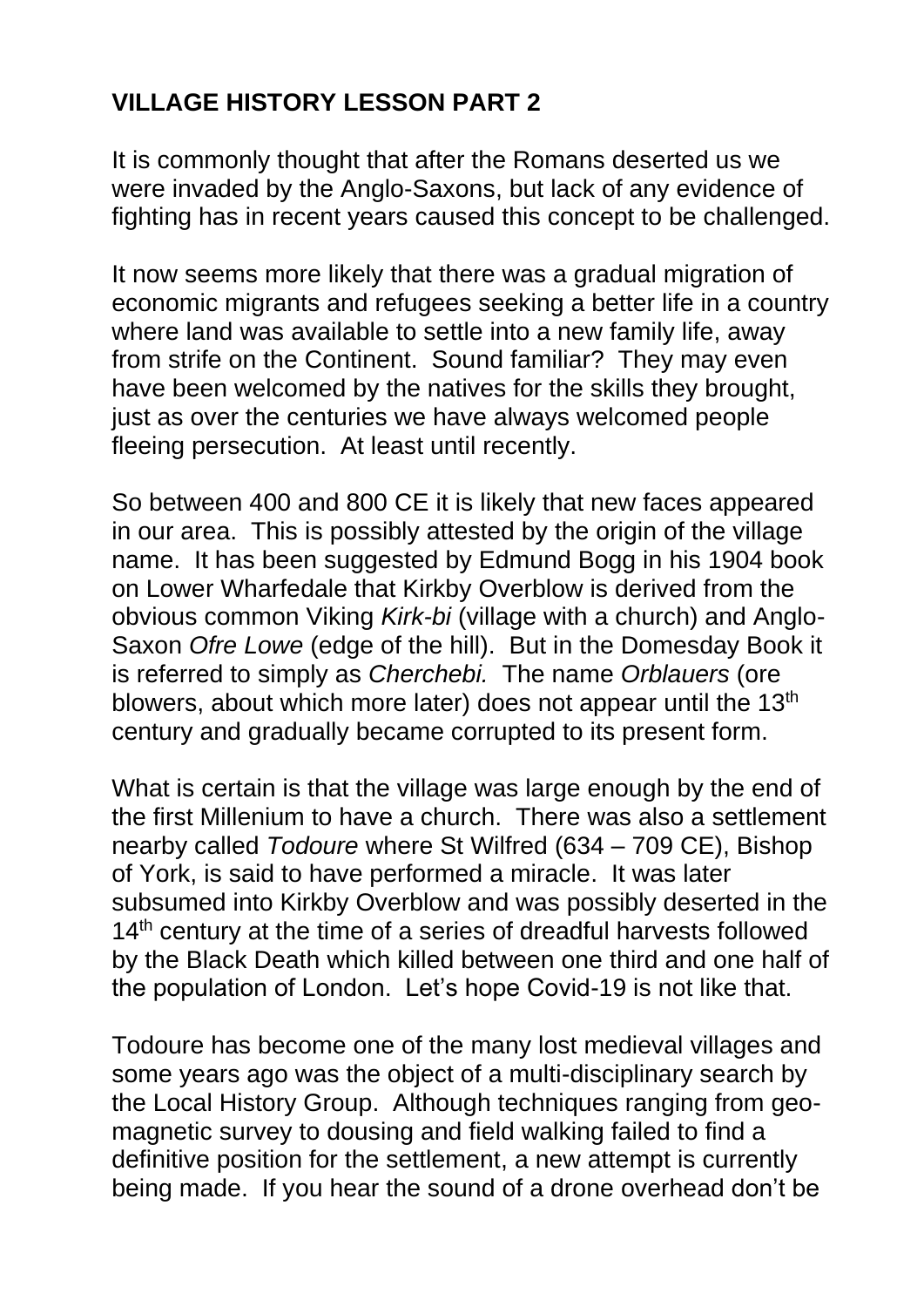## VILLAGE HISTORY LESSON PART 2

It is commonly thought that after the Romans deserted us we were invaded by the Anglo-Saxons, but lack of any evidence of fighting has in recent years caused this concept to be challenged.

It now seems more likely that there was a gradual migration of economic migrants and refugees seeking a better life in a country where land was available to settle into a new family life, away from strife on the Continent. Sound familiar? They may even have been welcomed by the natives for the skills they brought, just as over the centuries we have always welcomed people fleeing persecution. At least until recently.

So between 400 and 800 CE it is likely that new faces appeared in our area. This is possibly attested by the origin of the village name. It has been suggested by Edmund Bogg in his 1904 book on Lower Wharfedale that Kirkby Overblow is derived from the obvious common Viking *Kirk-bi* (village with a church) and Anglo-Saxon *Ofre Lowe* (edge of the hill). But in the Domesday Book it is referred to simply as *Cherchebi.* The name *Orblauers* (ore blowers, about which more later) does not appear until the 13th century and gradually became corrupted to its present form.

What is certain is that the village was large enough by the end of the first Millenium to have a church. There was also a settlement nearby called *Todoure* where St Wilfred (634 – 709 CE), Bishop of York, is said to have performed a miracle. It was later subsumed into Kirkby Overblow and was possibly deserted in the 14th century at the time of a series of dreadful harvests followed by the Black Death which killed between one third and one half of the population of London. Let's hope Covid-19 is not like that.

Todoure has become one of the many lost medieval villages and some years ago was the object of a multi-disciplinary search by the Local History Group. Although techniques ranging from geo-magnetic survey to dousing and field walking failed to find a definitive position for the settlement, a new attempt is currently being made. If you hear the sound of a drone overhead don't be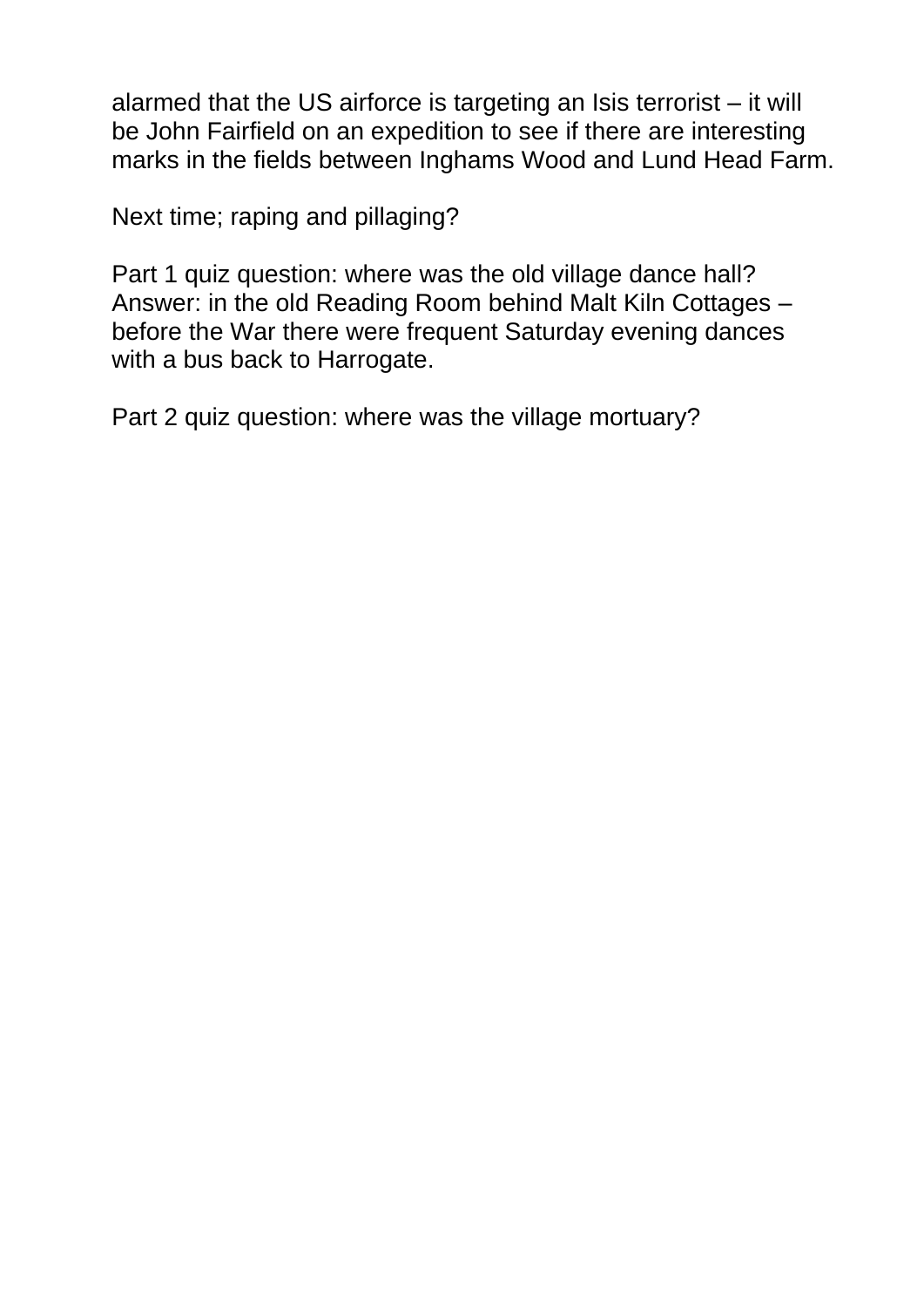alarmed that the US airforce is targeting an Isis terrorist – it will be John Fairfield on an expedition to see if there are interesting marks in the fields between Inghams Wood and Lund Head Farm.

Next time; raping and pillaging?

Part 1 quiz question: where was the old village dance hall? Answer: in the old Reading Room behind Malt Kiln Cottages – before the War there were frequent Saturday evening dances with a bus back to Harrogate.

Part 2 quiz question: where was the village mortuary?